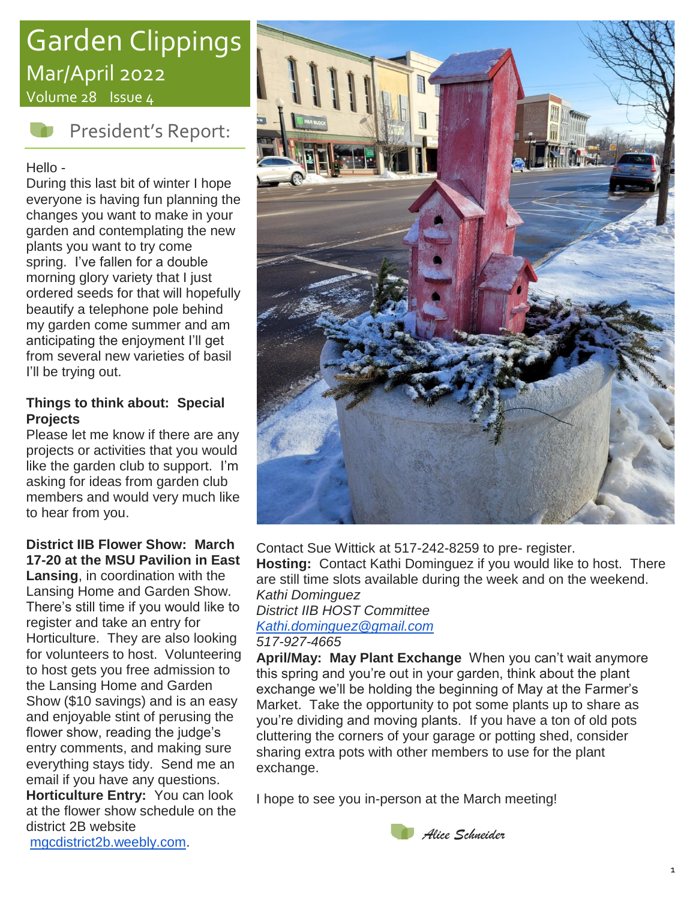# Garden Clippings

Mar/April 2022

Volume 28 Issue 4

## President's Report:

Hello -

During this last bit of winter I hope everyone is having fun planning the changes you want to make in your garden and contemplating the new plants you want to try come spring. I've fallen for a double morning glory variety that I just ordered seeds for that will hopefully beautify a telephone pole behind my garden come summer and am anticipating the enjoyment I'll get from several new varieties of basil I'll be trying out.

**Things to think about: Special Projects**

Please let me know if there are any projects or activities that you would like the garden club to support. I'm asking for ideas from garden club members and would very much like to hear from you.

**District IIB Flower Show: March 17-20 at the MSU Pavilion in East Lansing**, in coordination with the Lansing Home and Garden Show. There's still time if you would like to register and take an entry for Horticulture. They are also looking for volunteers to host. Volunteering to host gets you free admission to the Lansing Home and Garden Show ($10 savings) and is an easy and enjoyable stint of perusing the flower show, reading the judge's entry comments, and making sure everything stays tidy. Send me an email if you have any questions.

**Horticulture Entry:** You can look at the flower show schedule on the district 2B website mgcdistrict2b.weebly.com. Contact Sue Wittick at 517-242-8259 to pre- register.

**Hosting:** Contact Kathi Dominguez if you would like to host. There are still time slots available during the week and on the weekend.

*Kathi Dominguez*
*District IIB HOST Committee*
*Kathi.dominguez@gmail.com*
*517-927-4665*

**April/May: May Plant Exchange** When you can't wait anymore this spring and you're out in your garden, think about the plant exchange we'll be holding the beginning of May at the Farmer's Market. Take the opportunity to pot some plants up to share as you're dividing and moving plants. If you have a ton of old pots cluttering the corners of your garage or potting shed, consider sharing extra pots with other members to use for the plant exchange.

I hope to see you in-person at the March meeting!

*Alice Schneider*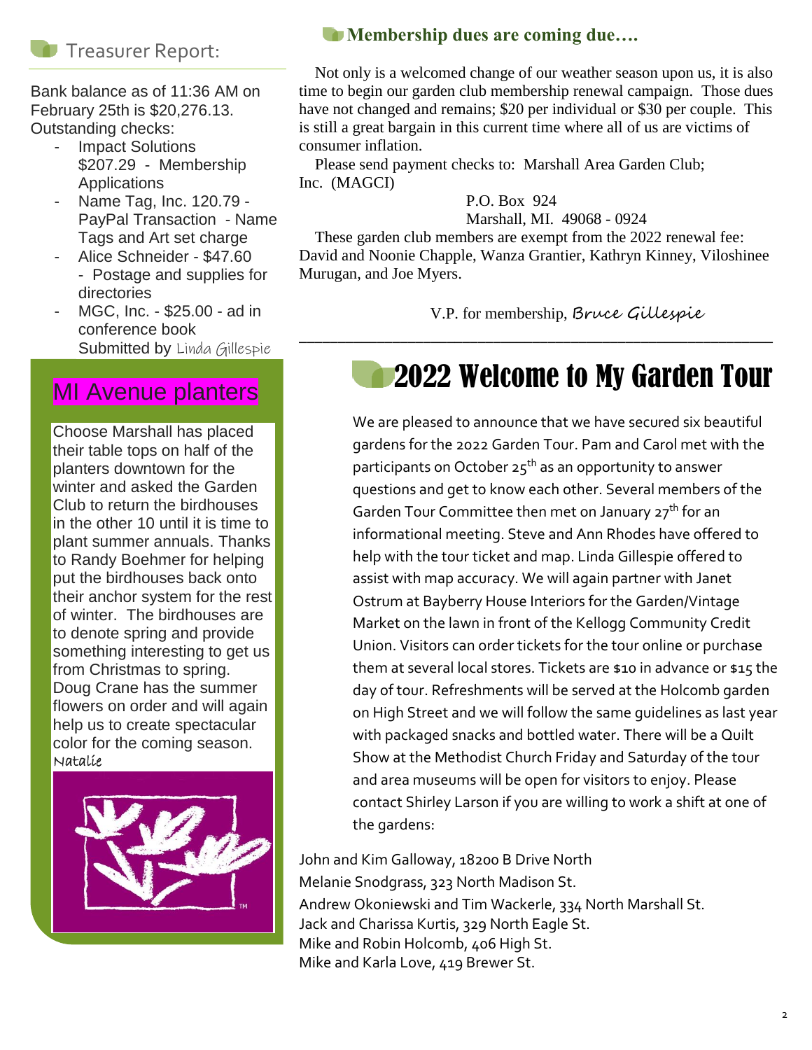## Treasurer Report:

Bank balance as of 11:36 AM on February 25th is $20,276.13. Outstanding checks:

- Impact Solutions $207.29 - Membership Applications
- Name Tag, Inc. 120.79 - PayPal Transaction - Name Tags and Art set charge
- Alice Schneider - $47.60 - Postage and supplies for directories
- MGC, Inc. - $25.00 - ad in conference book

Submitted by *Linda Gillespie*

## MI Avenue planters

Choose Marshall has placed their table tops on half of the planters downtown for the winter and asked the Garden Club to return the birdhouses in the other 10 until it is time to plant summer annuals. Thanks to Randy Boehmer for helping put the birdhouses back onto their anchor system for the rest of winter. The birdhouses are to denote spring and provide something interesting to get us from Christmas to spring. Doug Crane has the summer flowers on order and will again help us to create spectacular color for the coming season.

*Natalie*

## Membership dues are coming due….

Not only is a welcomed change of our weather season upon us, it is also time to begin our garden club membership renewal campaign. Those dues have not changed and remains; $20 per individual or $30 per couple. This is still a great bargain in this current time where all of us are victims of consumer inflation.

Please send payment checks to: Marshall Area Garden Club; Inc. (MAGCI)

P.O. Box 924
Marshall, MI. 49068 - 0924

These garden club members are exempt from the 2022 renewal fee: David and Noonie Chapple, Wanza Grantier, Kathryn Kinney, Viloshinee Murugan, and Joe Myers.

V.P. for membership, *Bruce Gillespie*

# 2022 Welcome to My Garden Tour

We are pleased to announce that we have secured six beautiful gardens for the 2022 Garden Tour. Pam and Carol met with the participants on October 25th as an opportunity to answer questions and get to know each other. Several members of the Garden Tour Committee then met on January 27th for an informational meeting. Steve and Ann Rhodes have offered to help with the tour ticket and map. Linda Gillespie offered to assist with map accuracy. We will again partner with Janet Ostrum at Bayberry House Interiors for the Garden/Vintage Market on the lawn in front of the Kellogg Community Credit Union. Visitors can order tickets for the tour online or purchase them at several local stores. Tickets are $10 in advance or $15 the day of tour. Refreshments will be served at the Holcomb garden on High Street and we will follow the same guidelines as last year with packaged snacks and bottled water. There will be a Quilt Show at the Methodist Church Friday and Saturday of the tour and area museums will be open for visitors to enjoy. Please contact Shirley Larson if you are willing to work a shift at one of the gardens:

John and Kim Galloway, 18200 B Drive North
Melanie Snodgrass, 323 North Madison St.
Andrew Okoniewski and Tim Wackerle, 334 North Marshall St.
Jack and Charissa Kurtis, 329 North Eagle St.
Mike and Robin Holcomb, 406 High St.
Mike and Karla Love, 419 Brewer St.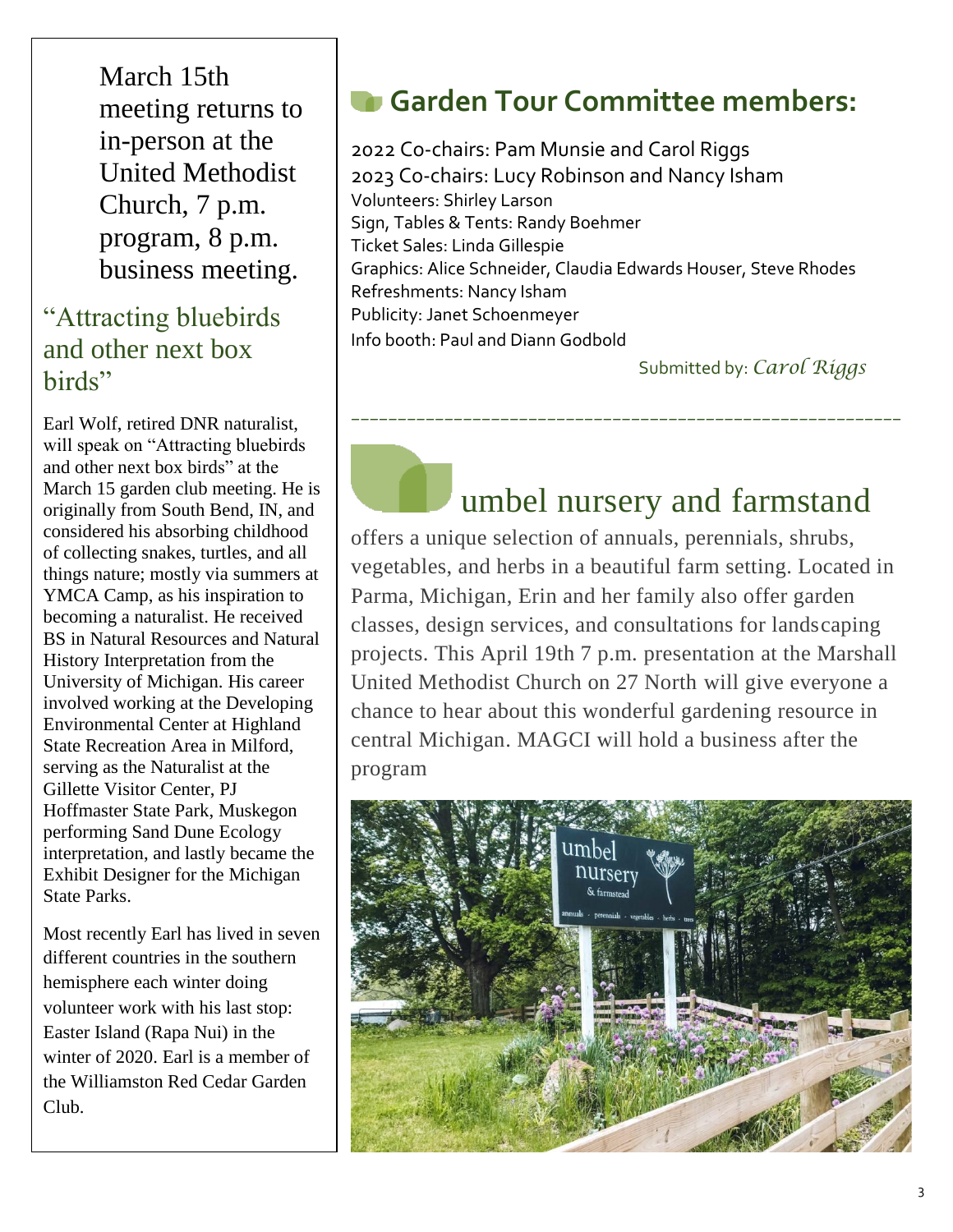March 15th meeting returns to in-person at the United Methodist Church, 7 p.m. program, 8 p.m. business meeting.

## "Attracting bluebirds and other next box birds"

Earl Wolf, retired DNR naturalist, will speak on "Attracting bluebirds and other next box birds" at the March 15 garden club meeting. He is originally from South Bend, IN, and considered his absorbing childhood of collecting snakes, turtles, and all things nature; mostly via summers at YMCA Camp, as his inspiration to becoming a naturalist. He received BS in Natural Resources and Natural History Interpretation from the University of Michigan. His career involved working at the Developing Environmental Center at Highland State Recreation Area in Milford, serving as the Naturalist at the Gillette Visitor Center, PJ Hoffmaster State Park, Muskegon performing Sand Dune Ecology interpretation, and lastly became the Exhibit Designer for the Michigan State Parks.

Most recently Earl has lived in seven different countries in the southern hemisphere each winter doing volunteer work with his last stop: Easter Island (Rapa Nui) in the winter of 2020. Earl is a member of the Williamston Red Cedar Garden Club.

## Garden Tour Committee members:

2022 Co-chairs: Pam Munsie and Carol Riggs
2023 Co-chairs: Lucy Robinson and Nancy Isham
Volunteers: Shirley Larson
Sign, Tables & Tents: Randy Boehmer
Ticket Sales: Linda Gillespie
Graphics: Alice Schneider, Claudia Edwards Houser, Steve Rhodes
Refreshments: Nancy Isham
Publicity: Janet Schoenmeyer
Info booth: Paul and Diann Godbold

Submitted by: *Carol Riggs*

---

## umbel nursery and farmstand

offers a unique selection of annuals, perennials, shrubs, vegetables, and herbs in a beautiful farm setting. Located in Parma, Michigan, Erin and her family also offer garden classes, design services, and consultations for landscaping projects. This April 19th 7 p.m. presentation at the Marshall United Methodist Church on 27 North will give everyone a chance to hear about this wonderful gardening resource in central Michigan. MAGCI will hold a business after the program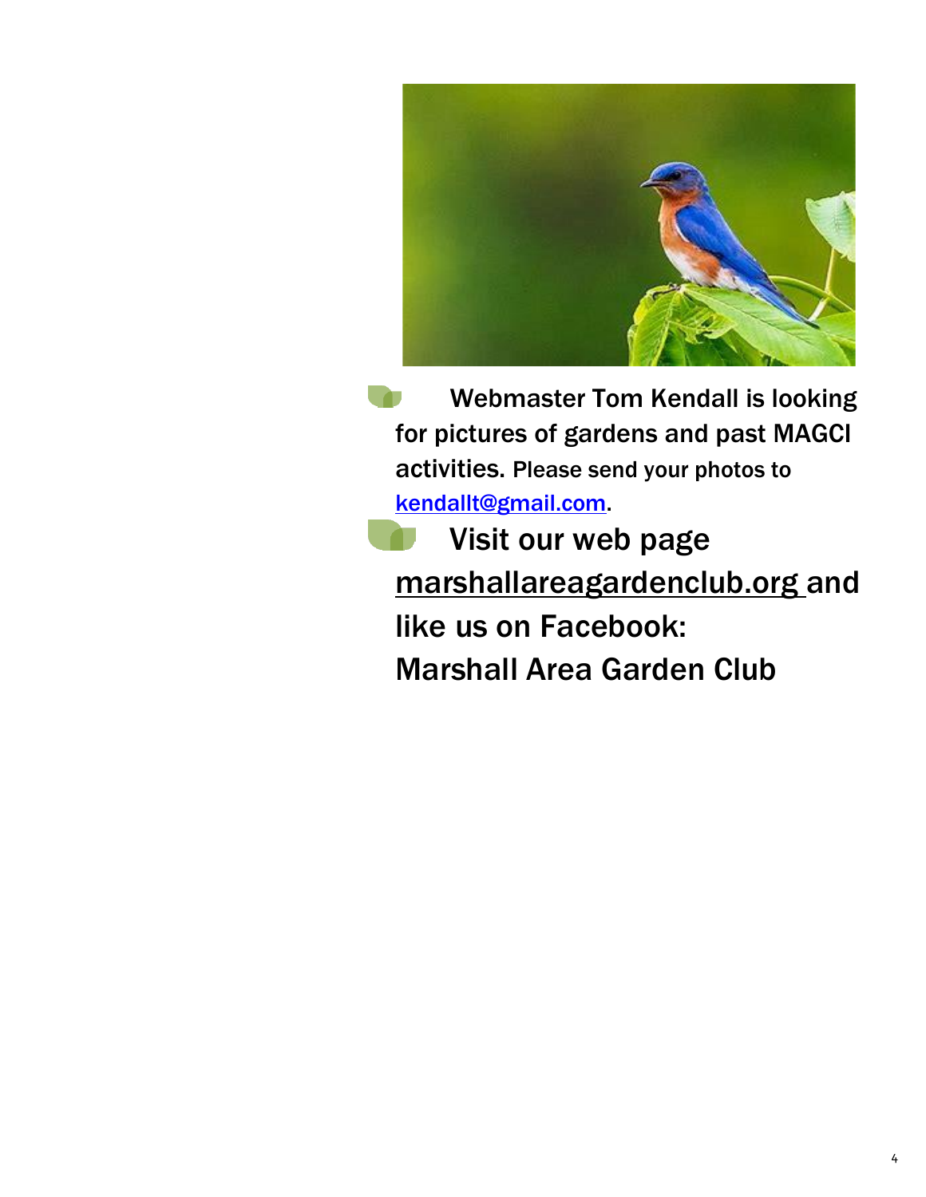- Webmaster Tom Kendall is looking for pictures of gardens and past MAGCI activities. Please send your photos to [kendallt@gmail.com](mailto:kendallt@gmail.com).
- Visit our web page [marshallareagardenclub.org](http://marshallareagardenclub.org) and like us on Facebook: Marshall Area Garden Club